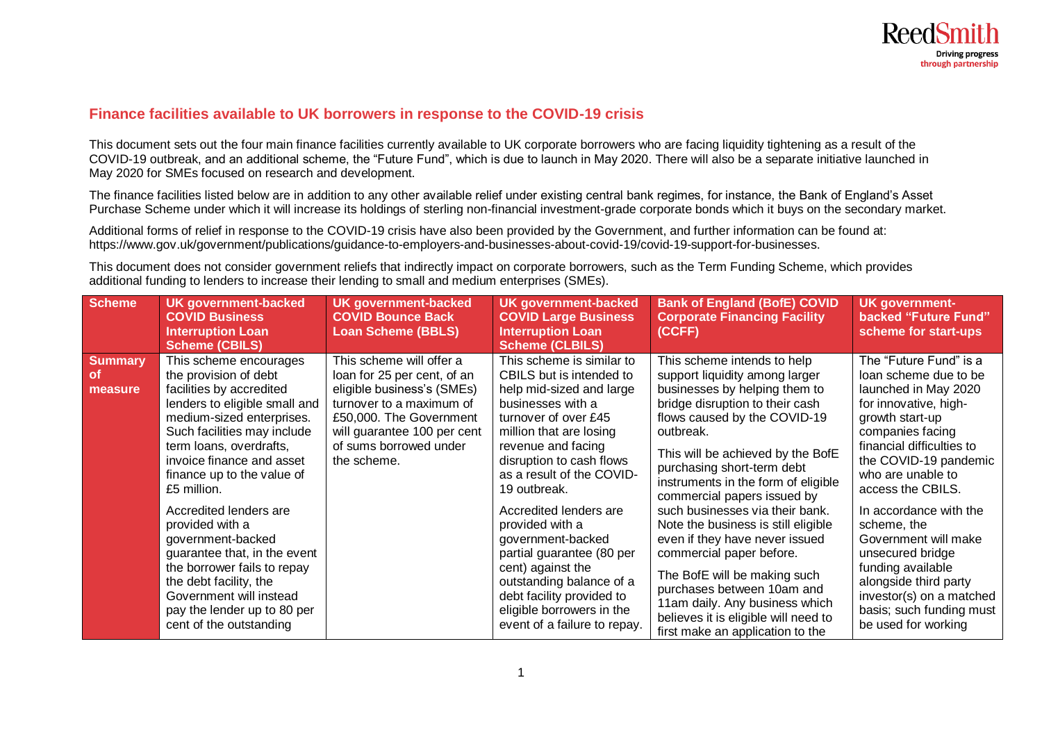## Finance facilities available to UK borrowers in response to the COVID-19 crisis

This document sets out the four main finance facilities currently available to UK corporate borrowers who are facing liquidity tightening as a result of the COVID-19 outbreak, and an additional scheme, the "Future Fund", which is due to launch in May 2020. There will also be a separate initiative launched in May 2020 for SMEs focused on research and development.

The finance facilities listed below are in addition to any other available relief under existing central bank regimes, for instance, the Bank of England's Asset Purchase Scheme under which it will increase its holdings of sterling non-financial investment-grade corporate bonds which it buys on the secondary market.

Additional forms of relief in response to the COVID-19 crisis have also been provided by the Government, and further information can be found at: https://www.gov.uk/government/publications/guidance-to-employers-and-businesses-about-covid-19/covid-19-support-for-businesses.

This document does not consider government reliefs that indirectly impact on corporate borrowers, such as the Term Funding Scheme, which provides additional funding to lenders to increase their lending to small and medium enterprises (SMEs).

| Scheme | UK government-backed COVID Business Interruption Loan Scheme (CBILS) | UK government-backed COVID Bounce Back Loan Scheme (BBLS) | UK government-backed COVID Large Business Interruption Loan Scheme (CLBILS) | Bank of England (BofE) COVID Corporate Financing Facility (CCFF) | UK government-backed "Future Fund" scheme for start-ups |
|---|---|---|---|---|---|
| **Summary of measure** | This scheme encourages the provision of debt facilities by accredited lenders to eligible small and medium-sized enterprises. Such facilities may include term loans, overdrafts, invoice finance and asset finance up to the value of £5 million.<br><br>Accredited lenders are provided with a government-backed guarantee that, in the event the borrower fails to repay the debt facility, the Government will instead pay the lender up to 80 per cent of the outstanding | This scheme will offer a loan for 25 per cent, of an eligible business's (SMEs) turnover to a maximum of £50,000. The Government will guarantee 100 per cent of sums borrowed under the scheme. | This scheme is similar to CBILS but is intended to help mid-sized and large businesses with a turnover of over £45 million that are losing revenue and facing disruption to cash flows as a result of the COVID-19 outbreak.<br><br>Accredited lenders are provided with a government-backed partial guarantee (80 per cent) against the outstanding balance of a debt facility provided to eligible borrowers in the event of a failure to repay. | This scheme intends to help support liquidity among larger businesses by helping them to bridge disruption to their cash flows caused by the COVID-19 outbreak.<br><br>This will be achieved by the BofE purchasing short-term debt instruments in the form of eligible commercial papers issued by such businesses via their bank. Note the business is still eligible even if they have never issued commercial paper before.<br><br>The BofE will be making such purchases between 10am and 11am daily. Any business which believes it is eligible will need to first make an application to the | The "Future Fund" is a loan scheme due to be launched in May 2020 for innovative, high-growth start-up companies facing financial difficulties to the COVID-19 pandemic who are unable to access the CBILS.<br><br>In accordance with the scheme, the Government will make unsecured bridge funding available alongside third party investor(s) on a matched basis; such funding must be used for working |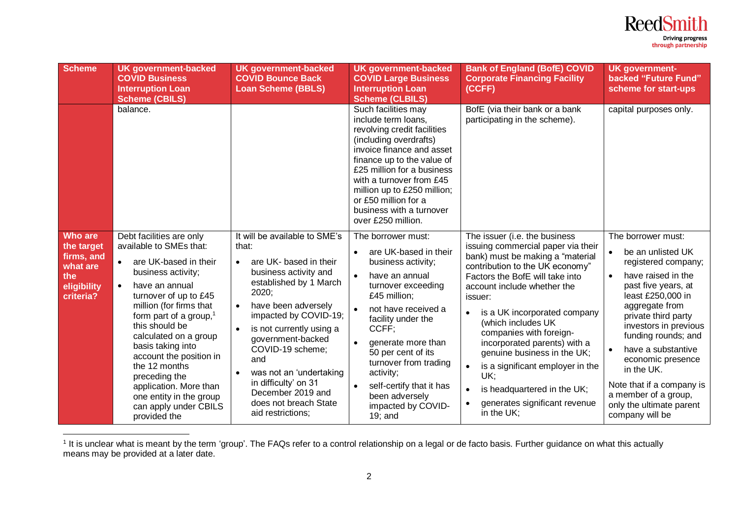| Scheme | UK government-backed COVID Business Interruption Loan Scheme (CBILS) | UK government-backed COVID Bounce Back Loan Scheme (BBLS) | UK government-backed COVID Large Business Interruption Loan Scheme (CLBILS) | Bank of England (BofE) COVID Corporate Financing Facility (CCFF) | UK government-backed "Future Fund" scheme for start-ups |
|---|---|---|---|---|---|
| | balance. | | Such facilities may include term loans, revolving credit facilities (including overdrafts) invoice finance and asset finance up to the value of £25 million for a business with a turnover from £45 million up to £250 million; or £50 million for a business with a turnover over £250 million. | BofE (via their bank or a bank participating in the scheme). | capital purposes only. |
| **Who are the target firms, and what are the eligibility criteria?** | Debt facilities are only available to SMEs that:<br>• are UK-based in their business activity;<br>• have an annual turnover of up to £45 million (for firms that form part of a group,[1] this should be calculated on a group basis taking into account the position in the 12 months preceding the application. More than one entity in the group can apply under CBILS provided the | It will be available to SME's that:<br>• are UK- based in their business activity and established by 1 March 2020;<br>• have been adversely impacted by COVID-19;<br>• is not currently using a government-backed COVID-19 scheme; and<br>• was not an 'undertaking in difficulty' on 31 December 2019 and does not breach State aid restrictions; | The borrower must:<br>• are UK-based in their business activity;<br>• have an annual turnover exceeding £45 million;<br>• not have received a facility under the CCFF;<br>• generate more than 50 per cent of its turnover from trading activity;<br>• self-certify that it has been adversely impacted by COVID-19; and | The issuer (i.e. the business issuing commercial paper via their bank) must be making a "material contribution to the UK economy" Factors the BofE will take into account include whether the issuer:<br>• is a UK incorporated company (which includes UK companies with foreign-incorporated parents) with a genuine business in the UK;<br>• is a significant employer in the UK;<br>• is headquartered in the UK;<br>• generates significant revenue in the UK; | The borrower must:<br>• be an unlisted UK registered company;<br>• have raised in the past five years, at least £250,000 in aggregate from private third party investors in previous funding rounds; and<br>• have a substantive economic presence in the UK.<br>Note that if a company is a member of a group, only the ultimate parent company will be |

[1] It is unclear what is meant by the term 'group'. The FAQs refer to a control relationship on a legal or de facto basis. Further guidance on what this actually means may be provided at a later date.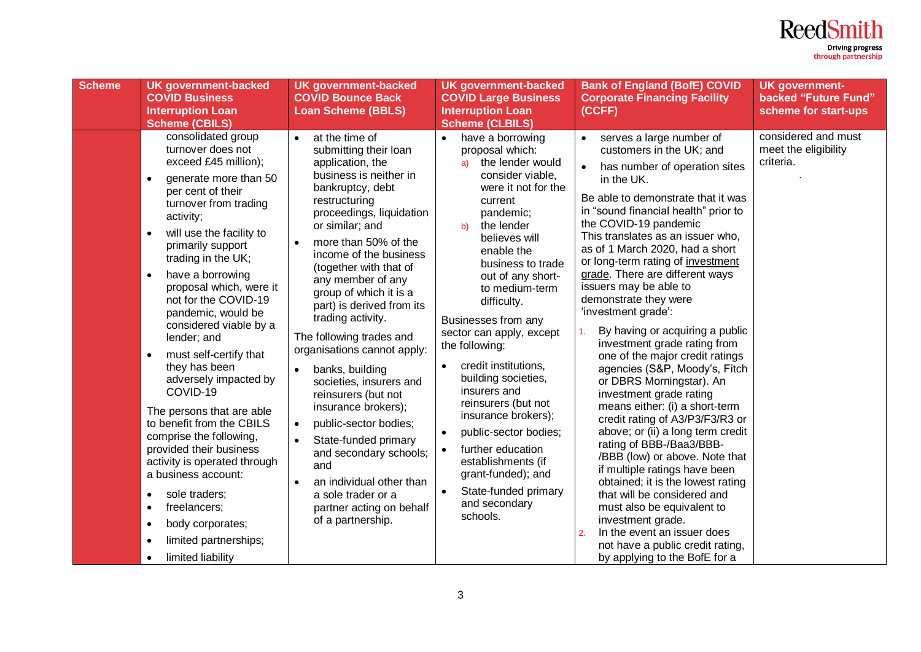| Scheme | UK government-backed COVID Business Interruption Loan Scheme (CBILS) | UK government-backed COVID Bounce Back Loan Scheme (BBLS) | UK government-backed COVID Large Business Interruption Loan Scheme (CLBILS) | Bank of England (BofE) COVID Corporate Financing Facility (CCFF) | UK government-backed "Future Fund" scheme for start-ups |
|---|---|---|---|---|---|
| | consolidated group turnover does not exceed £45 million);<br>• generate more than 50 per cent of their turnover from trading activity;<br>• will use the facility to primarily support trading in the UK;<br>• have a borrowing proposal which, were it not for the COVID-19 pandemic, would be considered viable by a lender; and<br>• must self-certify that they has been adversely impacted by COVID-19<br><br>The persons that are able to benefit from the CBILS comprise the following, provided their business activity is operated through a business account:<br>• sole traders;<br>• freelancers;<br>• body corporates;<br>• limited partnerships;<br>• limited liability | • at the time of submitting their loan application, the business is neither in bankruptcy, debt restructuring proceedings, liquidation or similar; and<br>• more than 50% of the income of the business (together with that of any member of any group of which it is a part) is derived from its trading activity.<br><br>The following trades and organisations cannot apply:<br>• banks, building societies, insurers and reinsurers (but not insurance brokers);<br>• public-sector bodies;<br>• State-funded primary and secondary schools; and<br>• an individual other than a sole trader or a partner acting on behalf of a partnership. | • have a borrowing proposal which:<br>a) the lender would consider viable, were it not for the current pandemic;<br>b) the lender believes will enable the business to trade out of any short-to medium-term difficulty.<br><br>Businesses from any sector can apply, except the following:<br>• credit institutions, building societies, insurers and reinsurers (but not insurance brokers);<br>• public-sector bodies;<br>• further education establishments (if grant-funded); and<br>• State-funded primary and secondary schools. | • serves a large number of customers in the UK; and<br>• has number of operation sites in the UK.<br><br>Be able to demonstrate that it was in "sound financial health" prior to the COVID-19 pandemic<br>This translates as an issuer who, as of 1 March 2020, had a short or long-term rating of investment grade. There are different ways issuers may be able to demonstrate they were 'investment grade':<br>1. By having or acquiring a public investment grade rating from one of the major credit ratings agencies (S&P, Moody's, Fitch or DBRS Morningstar). An investment grade rating means either: (i) a short-term credit rating of A3/P3/F3/R3 or above; or (ii) a long term credit rating of BBB-/Baa3/BBB-/BBB (low) or above. Note that if multiple ratings have been obtained; it is the lowest rating that will be considered and must also be equivalent to investment grade.<br>2. In the event an issuer does not have a public credit rating, by applying to the BofE for a | considered and must meet the eligibility criteria. |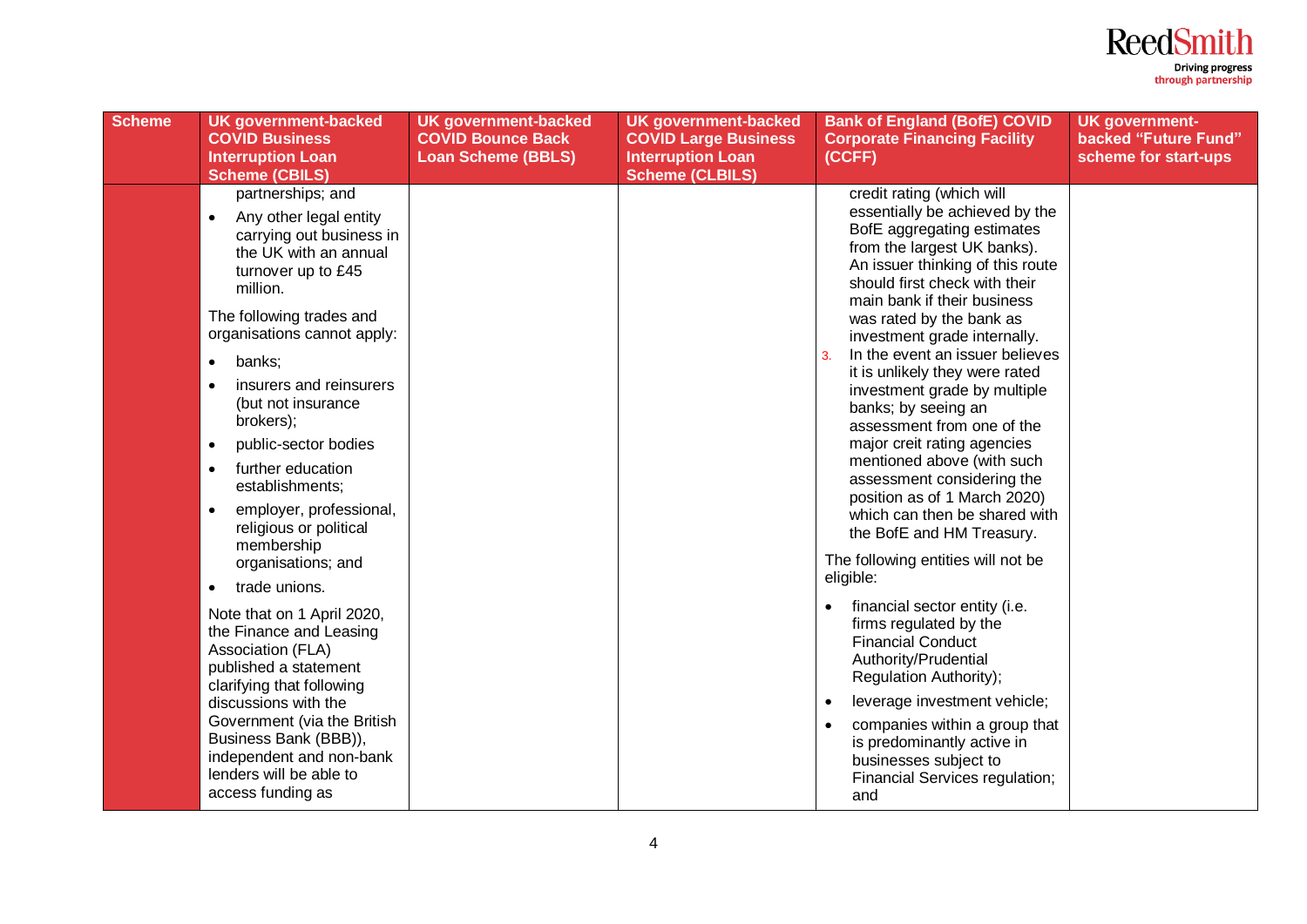| Scheme | UK government-backed COVID Business Interruption Loan Scheme (CBILS) | UK government-backed COVID Bounce Back Loan Scheme (BBLS) | UK government-backed COVID Large Business Interruption Loan Scheme (CLBILS) | Bank of England (BofE) COVID Corporate Financing Facility (CCFF) | UK government-backed "Future Fund" scheme for start-ups |
|---|---|---|---|---|---|
| | partnerships; and<br>• Any other legal entity carrying out business in the UK with an annual turnover up to £45 million.<br><br>The following trades and organisations cannot apply:<br>• banks;<br>• insurers and reinsurers (but not insurance brokers);<br>• public-sector bodies<br>• further education establishments;<br>• employer, professional, religious or political membership organisations; and<br>• trade unions.<br><br>Note that on 1 April 2020, the Finance and Leasing Association (FLA) published a statement clarifying that following discussions with the Government (via the British Business Bank (BBB)), independent and non-bank lenders will be able to access funding as | | | credit rating (which will essentially be achieved by the BofE aggregating estimates from the largest UK banks). An issuer thinking of this route should first check with their main bank if their business was rated by the bank as investment grade internally.<br>3. In the event an issuer believes it is unlikely they were rated investment grade by multiple banks; by seeing an assessment from one of the major creit rating agencies mentioned above (with such assessment considering the position as of 1 March 2020) which can then be shared with the BofE and HM Treasury.<br><br>The following entities will not be eligible:<br>• financial sector entity (i.e. firms regulated by the Financial Conduct Authority/Prudential Regulation Authority);<br>• leverage investment vehicle;<br>• companies within a group that is predominantly active in businesses subject to Financial Services regulation; and | |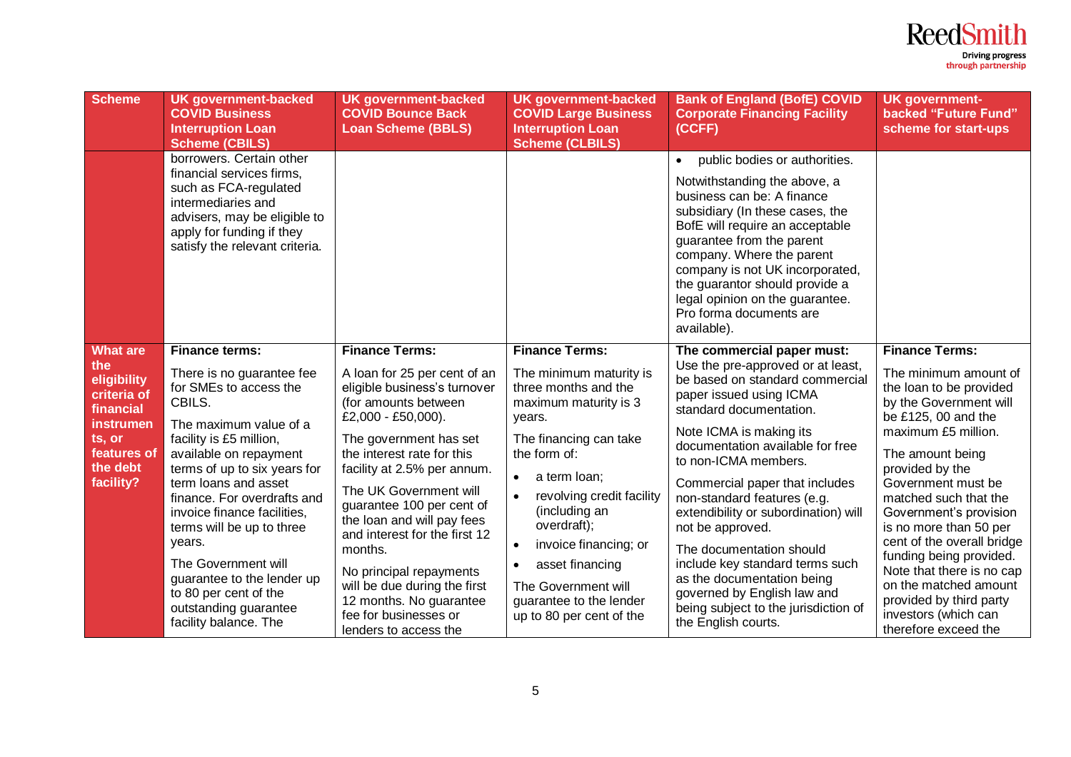| Scheme | UK government-backed COVID Business Interruption Loan Scheme (CBILS) | UK government-backed COVID Bounce Back Loan Scheme (BBLS) | UK government-backed COVID Large Business Interruption Loan Scheme (CLBILS) | Bank of England (BofE) COVID Corporate Financing Facility (CCFF) | UK government-backed "Future Fund" scheme for start-ups |
|---|---|---|---|---|---|
| | borrowers. Certain other financial services firms, such as FCA-regulated intermediaries and advisers, may be eligible to apply for funding if they satisfy the relevant criteria. | | | • public bodies or authorities.<br><br>Notwithstanding the above, a business can be: A finance subsidiary (In these cases, the BofE will require an acceptable guarantee from the parent company. Where the parent company is not UK incorporated, the guarantor should provide a legal opinion on the guarantee. Pro forma documents are available). | |
| **What are the eligibility criteria of financial instruments, or features of the debt facility?** | **Finance terms:**<br><br>There is no guarantee fee for SMEs to access the CBILS.<br><br>The maximum value of a facility is £5 million, available on repayment terms of up to six years for term loans and asset finance. For overdrafts and invoice finance facilities, terms will be up to three years.<br><br>The Government will guarantee to the lender up to 80 per cent of the outstanding guarantee facility balance. The | **Finance Terms:**<br><br>A loan for 25 per cent of an eligible business's turnover (for amounts between £2,000 - £50,000).<br><br>The government has set the interest rate for this facility at 2.5% per annum.<br><br>The UK Government will guarantee 100 per cent of the loan and will pay fees and interest for the first 12 months.<br><br>No principal repayments will be due during the first 12 months. No guarantee fee for businesses or lenders to access the | **Finance Terms:**<br><br>The minimum maturity is three months and the maximum maturity is 3 years.<br><br>The financing can take the form of:<br><br>• a term loan;<br>• revolving credit facility (including an overdraft);<br>• invoice financing; or<br>• asset financing<br><br>The Government will guarantee to the lender up to 80 per cent of the | **The commercial paper must:**<br><br>Use the pre-approved or at least, be based on standard commercial paper issued using ICMA standard documentation.<br><br>Note ICMA is making its documentation available for free to non-ICMA members.<br><br>Commercial paper that includes non-standard features (e.g. extendibility or subordination) will not be approved.<br><br>The documentation should include key standard terms such as the documentation being governed by English law and being subject to the jurisdiction of the English courts. | **Finance Terms:**<br><br>The minimum amount of the loan to be provided by the Government will be £125, 00 and the maximum £5 million.<br><br>The amount being provided by the Government must be matched such that the Government's provision is no more than 50 per cent of the overall bridge funding being provided. Note that there is no cap on the matched amount provided by third party investors (which can therefore exceed the |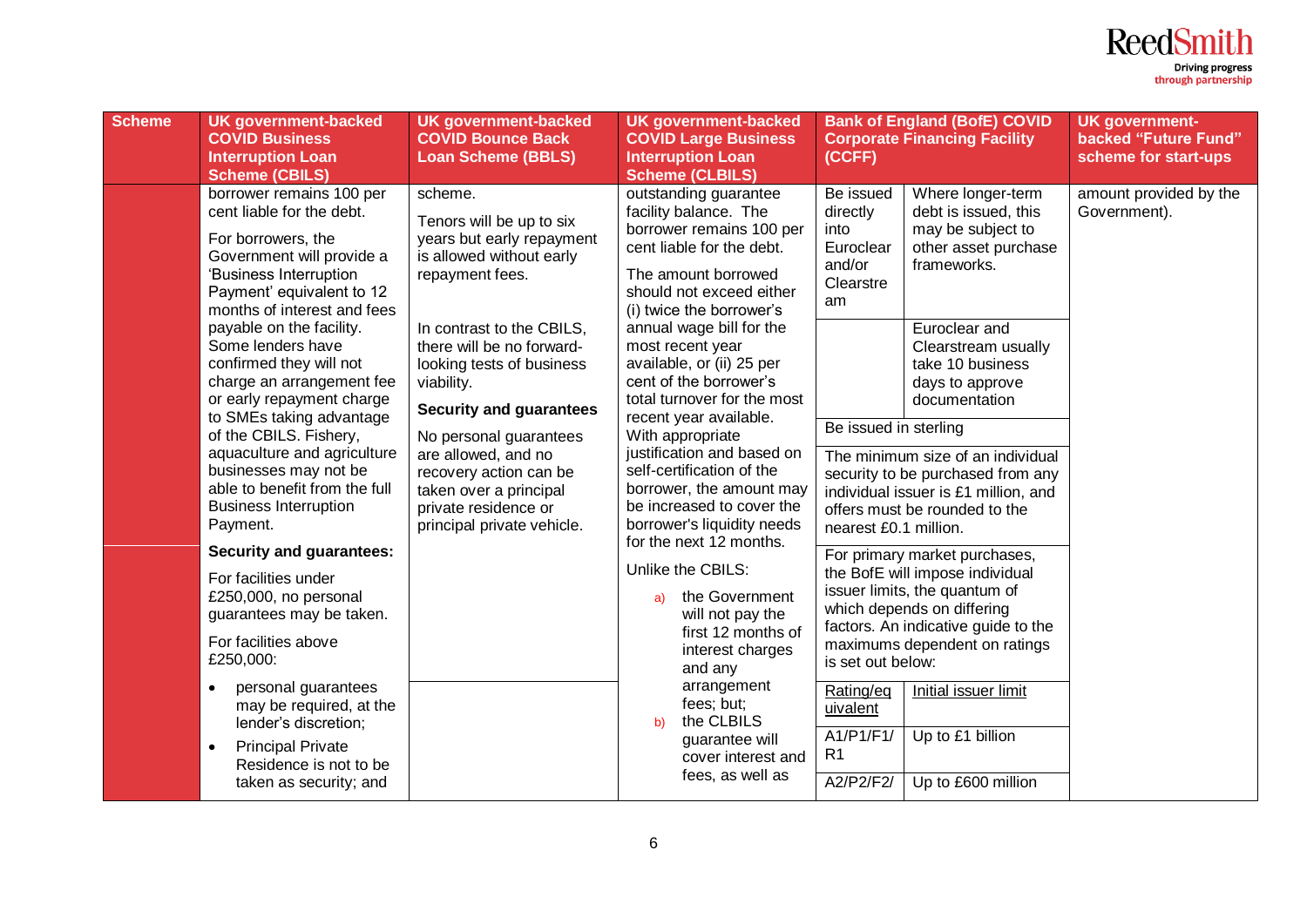| Scheme | UK government-backed COVID Business Interruption Loan Scheme (CBILS) | UK government-backed COVID Bounce Back Loan Scheme (BBLS) | UK government-backed COVID Large Business Interruption Loan Scheme (CLBILS) | Bank of England (BofE) COVID Corporate Financing Facility (CCFF) | | UK government-backed "Future Fund" scheme for start-ups |
|---|---|---|---|---|---|---|
| | borrower remains 100 per cent liable for the debt.<br><br>For borrowers, the Government will provide a 'Business Interruption Payment' equivalent to 12 months of interest and fees payable on the facility. Some lenders have confirmed they will not charge an arrangement fee or early repayment charge to SMEs taking advantage of the CBILS. Fishery, aquaculture and agriculture businesses may not be able to benefit from the full Business Interruption Payment. | scheme.<br><br>Tenors will be up to six years but early repayment is allowed without early repayment fees.<br><br>In contrast to the CBILS, there will be no forward-looking tests of business viability.<br><br>**Security and guarantees**<br><br>No personal guarantees are allowed, and no recovery action can be taken over a principal private residence or principal private vehicle. | outstanding guarantee facility balance. The borrower remains 100 per cent liable for the debt.<br><br>The amount borrowed should not exceed either (i) twice the borrower's annual wage bill for the most recent year available, or (ii) 25 per cent of the borrower's total turnover for the most recent year available. With appropriate justification and based on self-certification of the borrower, the amount may be increased to cover the borrower's liquidity needs for the next 12 months.<br><br>Unlike the CBILS:<br><br>a) the Government will not pay the first 12 months of interest charges and any arrangement fees; but;<br>b) the CLBILS guarantee will cover interest and fees, as well as | Be issued directly into Euroclear and/or Clearstream | Where longer-term debt is issued, this may be subject to other asset purchase frameworks. | amount provided by the Government). |
| | | | | | Euroclear and Clearstream usually take 10 business days to approve documentation | |
| | | | | Be issued in sterling | | |
| | | | | The minimum size of an individual security to be purchased from any individual issuer is £1 million, and offers must be rounded to the nearest £0.1 million. | | |
| | **Security and guarantees:**<br><br>For facilities under £250,000, no personal guarantees may be taken.<br><br>For facilities above £250,000: | | | For primary market purchases, the BofE will impose individual issuer limits, the quantum of which depends on differing factors. An indicative guide to the maximums dependent on ratings is set out below: | | |
| | • personal guarantees may be required, at the lender's discretion;<br>• Principal Private Residence is not to be taken as security; and | | | Rating/equivalent | Initial issuer limit | |
| | | | | A1/P1/F1/R1 | Up to £1 billion | |
| | | | | A2/P2/F2/ | Up to £600 million | |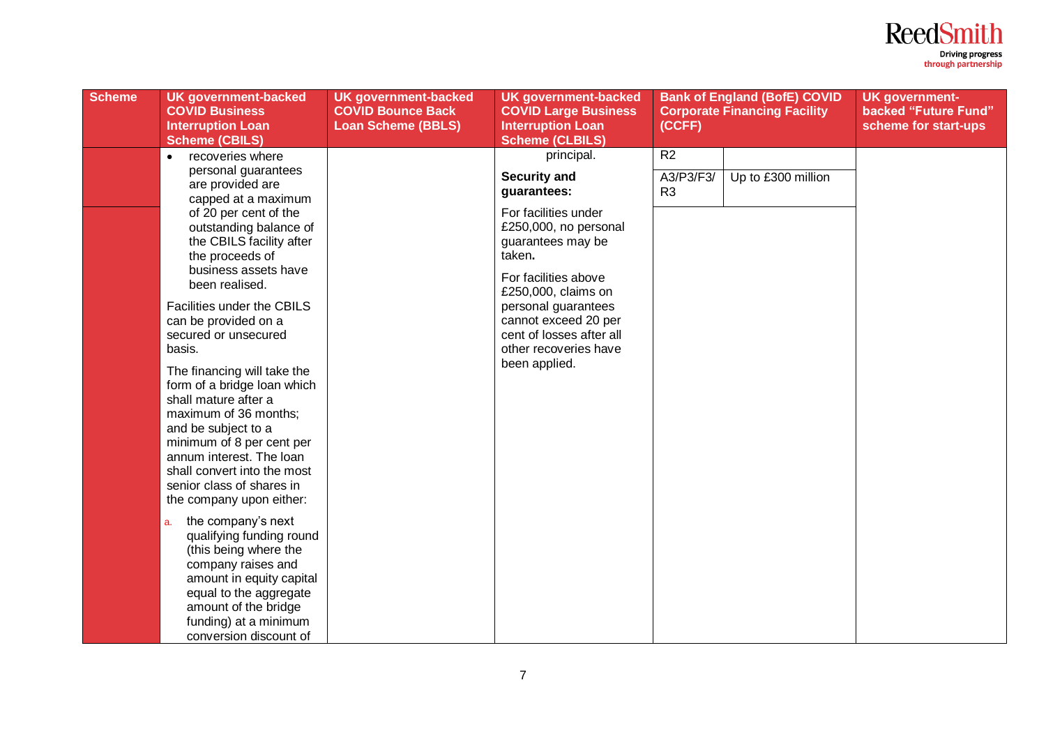| Scheme | UK government-backed COVID Business Interruption Loan Scheme (CBILS) | UK government-backed COVID Bounce Back Loan Scheme (BBLS) | UK government-backed COVID Large Business Interruption Loan Scheme (CLBILS) | Bank of England (BofE) COVID Corporate Financing Facility (CCFF) | | UK government-backed "Future Fund" scheme for start-ups |
|---|---|---|---|---|---|---|
| | • recoveries where personal guarantees are provided are capped at a maximum of 20 per cent of the outstanding balance of the CBILS facility after the proceeds of business assets have been realised.<br><br>Facilities under the CBILS can be provided on a secured or unsecured basis.<br><br>The financing will take the form of a bridge loan which shall mature after a maximum of 36 months; and be subject to a minimum of 8 per cent per annum interest. The loan shall convert into the most senior class of shares in the company upon either:<br><br>a. the company's next qualifying funding round (this being where the company raises and amount in equity capital equal to the aggregate amount of the bridge funding) at a minimum conversion discount of | | principal.<br><br>**Security and guarantees:**<br><br>For facilities under £250,000, no personal guarantees may be taken**.**<br><br>For facilities above £250,000, claims on personal guarantees cannot exceed 20 per cent of losses after all other recoveries have been applied. | R2 | | |
| | | | | A3/P3/F3/ R3 | Up to £300 million | |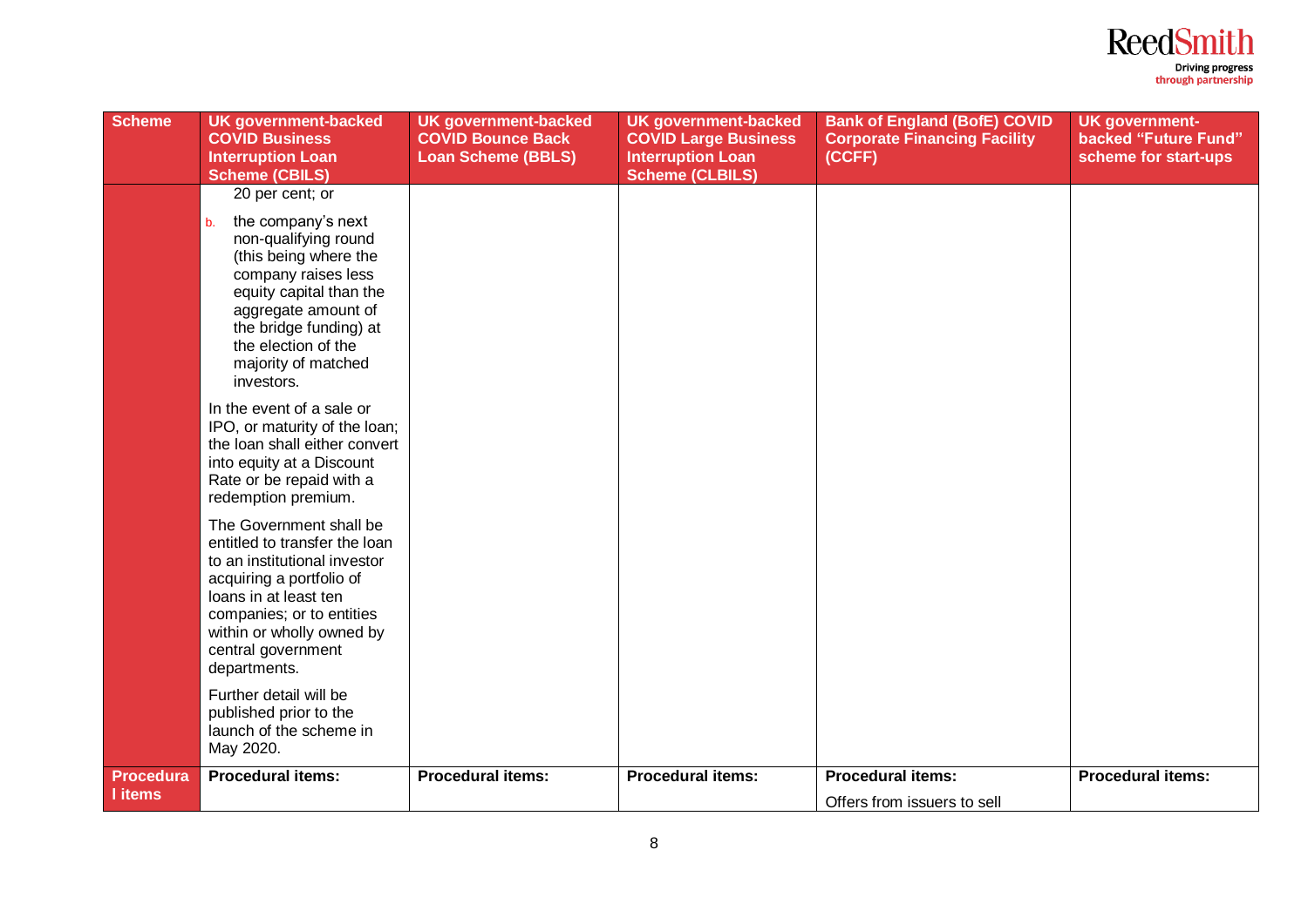| Scheme | UK government-backed COVID Business Interruption Loan Scheme (CBILS) | UK government-backed COVID Bounce Back Loan Scheme (BBLS) | UK government-backed COVID Large Business Interruption Loan Scheme (CLBILS) | Bank of England (BofE) COVID Corporate Financing Facility (CCFF) | UK government-backed "Future Fund" scheme for start-ups |
|---|---|---|---|---|---|
| | 20 per cent; or<br><br>b. the company's next non-qualifying round (this being where the company raises less equity capital than the aggregate amount of the bridge funding) at the election of the majority of matched investors.<br><br>In the event of a sale or IPO, or maturity of the loan; the loan shall either convert into equity at a Discount Rate or be repaid with a redemption premium.<br><br>The Government shall be entitled to transfer the loan to an institutional investor acquiring a portfolio of loans in at least ten companies; or to entities within or wholly owned by central government departments.<br><br>Further detail will be published prior to the launch of the scheme in May 2020. | | | | |
| **Procedural items** | **Procedural items:** | **Procedural items:** | **Procedural items:** | **Procedural items:**<br><br>Offers from issuers to sell | **Procedural items:** |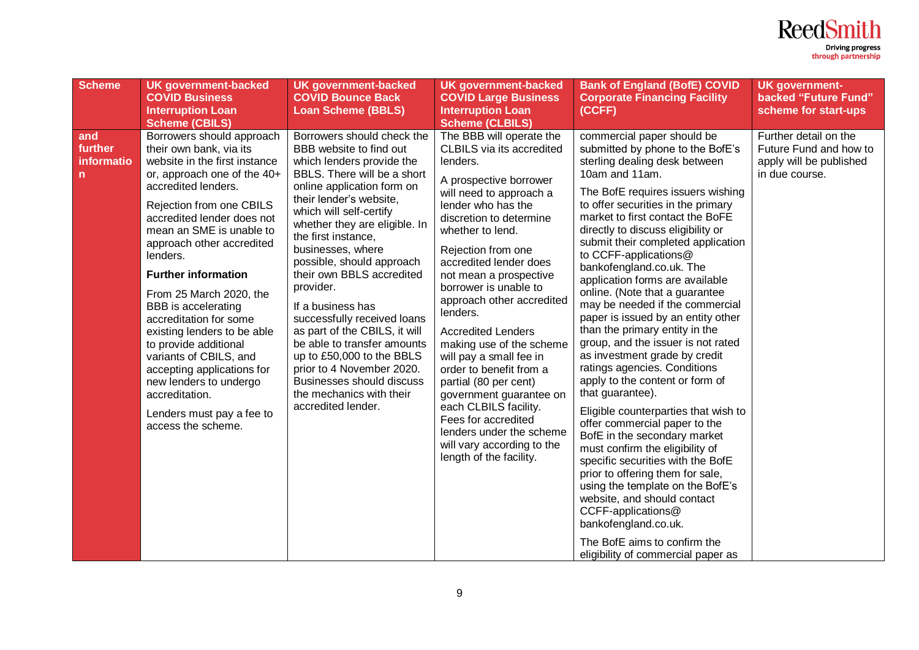| Scheme | UK government-backed COVID Business Interruption Loan Scheme (CBILS) | UK government-backed COVID Bounce Back Loan Scheme (BBLS) | UK government-backed COVID Large Business Interruption Loan Scheme (CLBILS) | Bank of England (BofE) COVID Corporate Financing Facility (CCFF) | UK government-backed "Future Fund" scheme for start-ups |
|---|---|---|---|---|---|
| and further information | Borrowers should approach their own bank, via its website in the first instance or, approach one of the 40+ accredited lenders.<br><br>Rejection from one CBILS accredited lender does not mean an SME is unable to approach other accredited lenders.<br><br>**Further information**<br><br>From 25 March 2020, the BBB is accelerating accreditation for some existing lenders to be able to provide additional variants of CBILS, and accepting applications for new lenders to undergo accreditation.<br><br>Lenders must pay a fee to access the scheme. | Borrowers should check the BBB website to find out which lenders provide the BBLS. There will be a short online application form on their lender's website, which will self-certify whether they are eligible. In the first instance, businesses, where possible, should approach their own BBLS accredited provider.<br><br>If a business has successfully received loans as part of the CBILS, it will be able to transfer amounts up to £50,000 to the BBLS prior to 4 November 2020. Businesses should discuss the mechanics with their accredited lender. | The BBB will operate the CLBILS via its accredited lenders.<br><br>A prospective borrower will need to approach a lender who has the discretion to determine whether to lend.<br><br>Rejection from one accredited lender does not mean a prospective borrower is unable to approach other accredited lenders.<br><br>Accredited Lenders making use of the scheme will pay a small fee in order to benefit from a partial (80 per cent) government guarantee on each CLBILS facility. Fees for accredited lenders under the scheme will vary according to the length of the facility. | commercial paper should be submitted by phone to the BofE's sterling dealing desk between 10am and 11am.<br><br>The BofE requires issuers wishing to offer securities in the primary market to first contact the BoFE directly to discuss eligibility or submit their completed application to CCFF-applications@ bankofengland.co.uk. The application forms are available online. (Note that a guarantee may be needed if the commercial paper is issued by an entity other than the primary entity in the group, and the issuer is not rated as investment grade by credit ratings agencies. Conditions apply to the content or form of that guarantee).<br><br>Eligible counterparties that wish to offer commercial paper to the BofE in the secondary market must confirm the eligibility of specific securities with the BofE prior to offering them for sale, using the template on the BofE's website, and should contact CCFF-applications@ bankofengland.co.uk.<br><br>The BofE aims to confirm the eligibility of commercial paper as | Further detail on the Future Fund and how to apply will be published in due course. |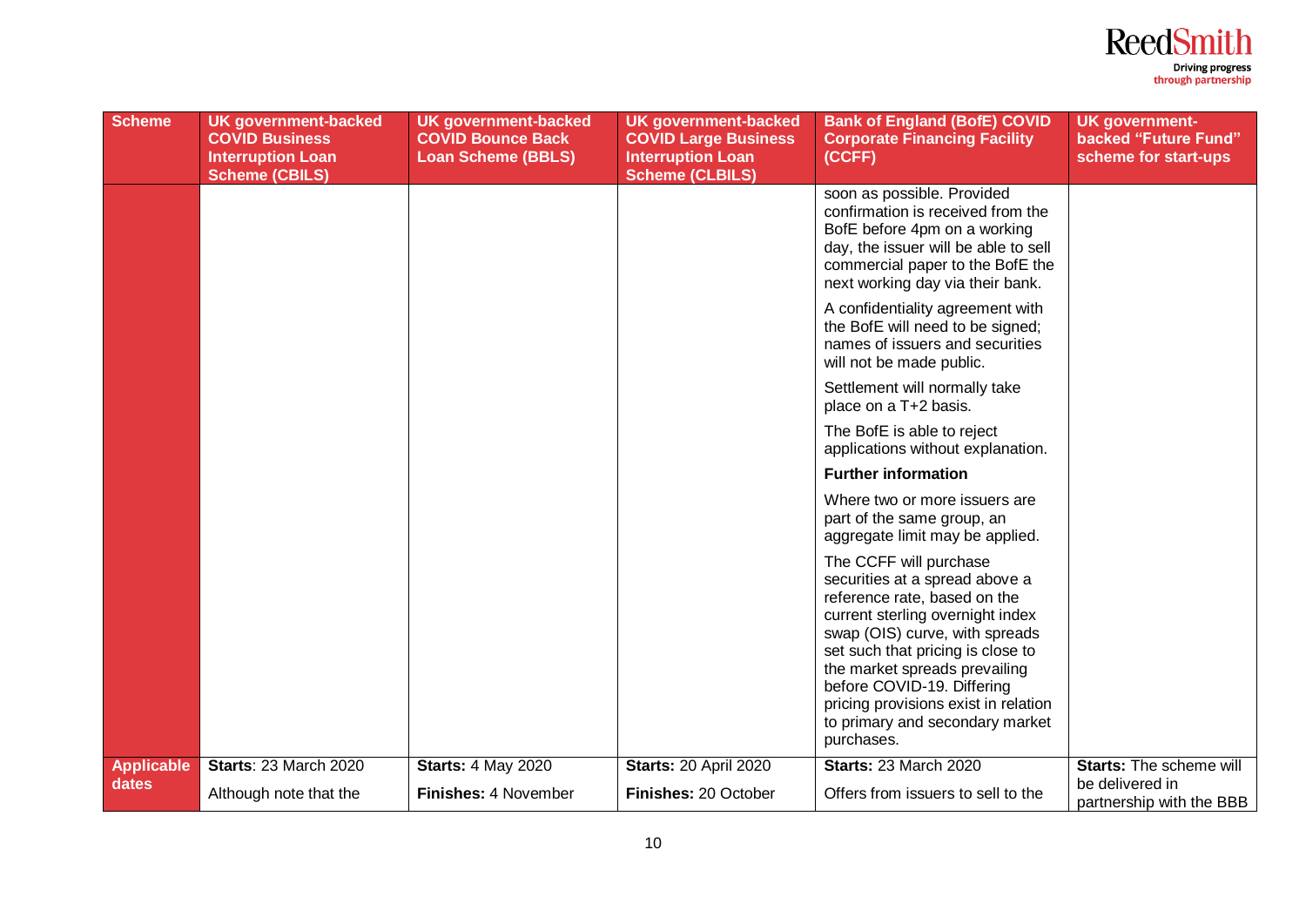| Scheme | UK government-backed COVID Business Interruption Loan Scheme (CBILS) | UK government-backed COVID Bounce Back Loan Scheme (BBLS) | UK government-backed COVID Large Business Interruption Loan Scheme (CLBILS) | Bank of England (BofE) COVID Corporate Financing Facility (CCFF) | UK government-backed "Future Fund" scheme for start-ups |
|---|---|---|---|---|---|
| | | | | soon as possible. Provided confirmation is received from the BofE before 4pm on a working day, the issuer will be able to sell commercial paper to the BofE the next working day via their bank.<br><br>A confidentiality agreement with the BofE will need to be signed; names of issuers and securities will not be made public.<br><br>Settlement will normally take place on a T+2 basis.<br><br>The BofE is able to reject applications without explanation.<br><br>**Further information**<br><br>Where two or more issuers are part of the same group, an aggregate limit may be applied.<br><br>The CCFF will purchase securities at a spread above a reference rate, based on the current sterling overnight index swap (OIS) curve, with spreads set such that pricing is close to the market spreads prevailing before COVID-19. Differing pricing provisions exist in relation to primary and secondary market purchases. | |
| **Applicable dates** | **Starts**: 23 March 2020<br><br>Although note that the | **Starts:** 4 May 2020<br><br>**Finishes:** 4 November | **Starts:** 20 April 2020<br><br>**Finishes:** 20 October | **Starts:** 23 March 2020<br><br>Offers from issuers to sell to the | **Starts:** The scheme will be delivered in partnership with the BBB |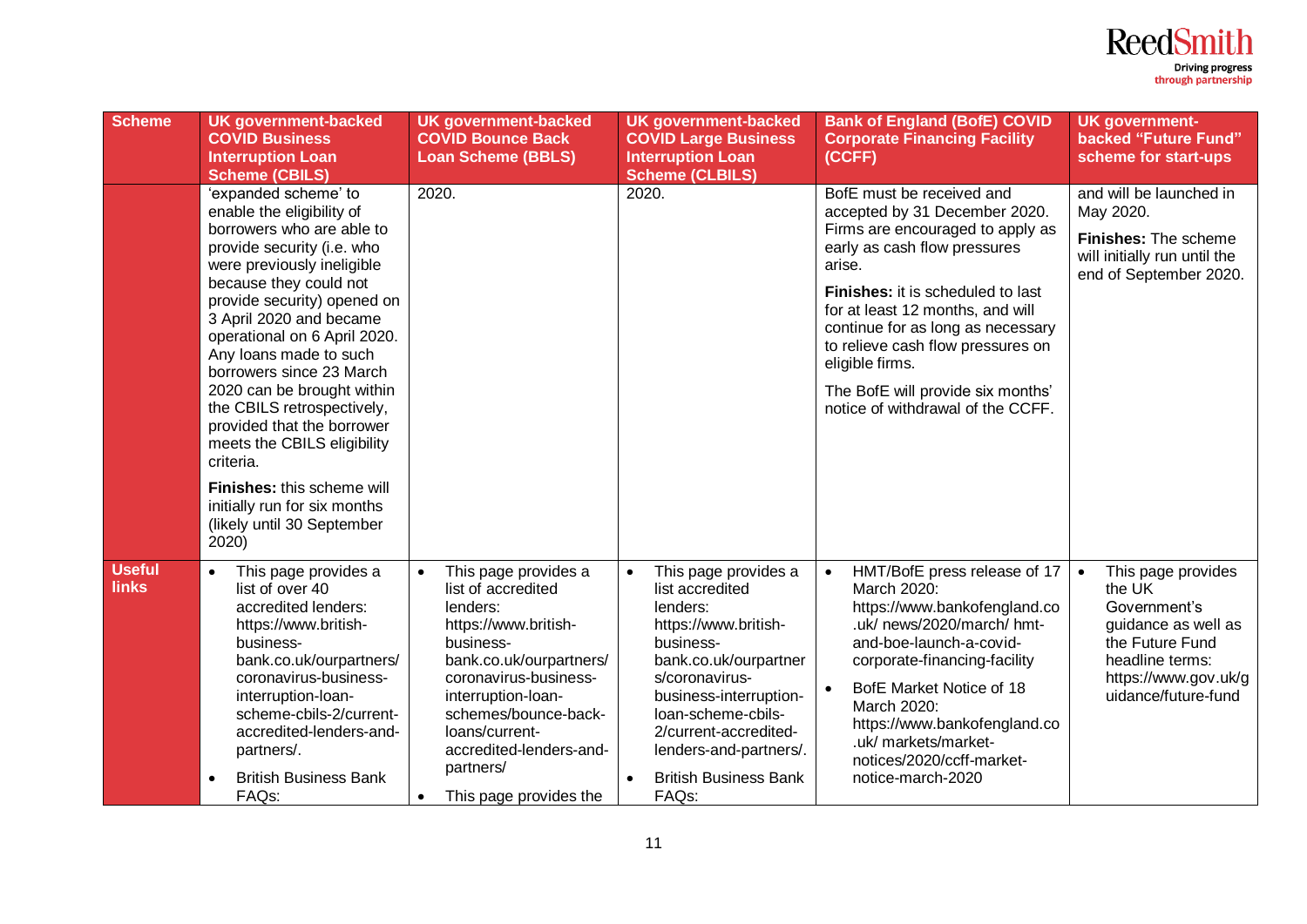| Scheme | UK government-backed COVID Business Interruption Loan Scheme (CBILS) | UK government-backed COVID Bounce Back Loan Scheme (BBLS) | UK government-backed COVID Large Business Interruption Loan Scheme (CLBILS) | Bank of England (BofE) COVID Corporate Financing Facility (CCFF) | UK government-backed "Future Fund" scheme for start-ups |
|---|---|---|---|---|---|
| | 'expanded scheme' to enable the eligibility of borrowers who are able to provide security (i.e. who were previously ineligible because they could not provide security) opened on 3 April 2020 and became operational on 6 April 2020. Any loans made to such borrowers since 23 March 2020 can be brought within the CBILS retrospectively, provided that the borrower meets the CBILS eligibility criteria.<br><br>**Finishes:** this scheme will initially run for six months (likely until 30 September 2020) | 2020. | 2020. | BofE must be received and accepted by 31 December 2020. Firms are encouraged to apply as early as cash flow pressures arise.<br><br>**Finishes:** it is scheduled to last for at least 12 months, and will continue for as long as necessary to relieve cash flow pressures on eligible firms.<br><br>The BofE will provide six months' notice of withdrawal of the CCFF. | and will be launched in May 2020.<br><br>**Finishes:** The scheme will initially run until the end of September 2020. |
| **Useful links** | • This page provides a list of over 40 accredited lenders: https://www.british-business-bank.co.uk/ourpartners/coronavirus-business-interruption-loan-scheme-cbils-2/current-accredited-lenders-and-partners/.<br>• British Business Bank FAQs: | • This page provides a list of accredited lenders: https://www.british-business-bank.co.uk/ourpartners/coronavirus-business-interruption-loan-schemes/bounce-back-loans/current-accredited-lenders-and-partners/<br>• This page provides the | • This page provides a list accredited lenders: https://www.british-business-bank.co.uk/ourpartners/coronavirus-business-interruption-loan-scheme-cbils-2/current-accredited-lenders-and-partners/.<br>• British Business Bank FAQs: | • HMT/BofE press release of 17 March 2020: https://www.bankofengland.co.uk/ news/2020/march/ hmt-and-boe-launch-a-covid-corporate-financing-facility<br>• BofE Market Notice of 18 March 2020: https://www.bankofengland.co.uk/ markets/market-notices/2020/ccff-market-notice-march-2020 | • This page provides the UK Government's guidance as well as the Future Fund headline terms: https://www.gov.uk/guidance/future-fund |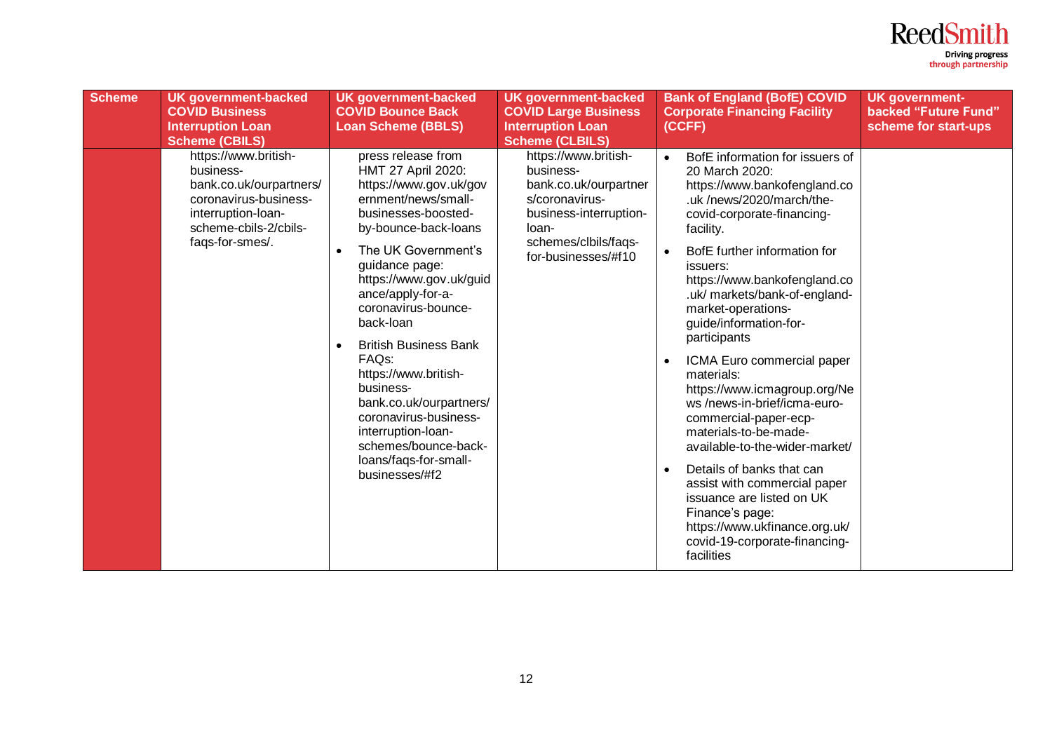| Scheme | UK government-backed COVID Business Interruption Loan Scheme (CBILS) | UK government-backed COVID Bounce Back Loan Scheme (BBLS) | UK government-backed COVID Large Business Interruption Loan Scheme (CLBILS) | Bank of England (BofE) COVID Corporate Financing Facility (CCFF) | UK government-backed "Future Fund" scheme for start-ups |
|---|---|---|---|---|---|
| | https://www.british-business-bank.co.uk/ourpartners/coronavirus-business-interruption-loan-scheme-cbils-2/cbils-faqs-for-smes/. | press release from HMT 27 April 2020: https://www.gov.uk/government/news/small-businesses-boosted-by-bounce-back-loans<br>• The UK Government's guidance page: https://www.gov.uk/guidance/apply-for-a-coronavirus-bounce-back-loan<br>• British Business Bank FAQs: https://www.british-business-bank.co.uk/ourpartners/coronavirus-business-interruption-loan-schemes/bounce-back-loans/faqs-for-small-businesses/#f2 | https://www.british-business-bank.co.uk/ourpartners/coronavirus-business-interruption-loan-schemes/clbils/faqs-for-businesses/#f10 | • BofE information for issuers of 20 March 2020: https://www.bankofengland.co.uk /news/2020/march/the-covid-corporate-financing-facility.<br>• BofE further information for issuers: https://www.bankofengland.co.uk/ markets/bank-of-england-market-operations-guide/information-for-participants<br>• ICMA Euro commercial paper materials: https://www.icmagroup.org/News /news-in-brief/icma-euro-commercial-paper-ecp-materials-to-be-made-available-to-the-wider-market/<br>• Details of banks that can assist with commercial paper issuance are listed on UK Finance's page: https://www.ukfinance.org.uk/ covid-19-corporate-financing-facilities | |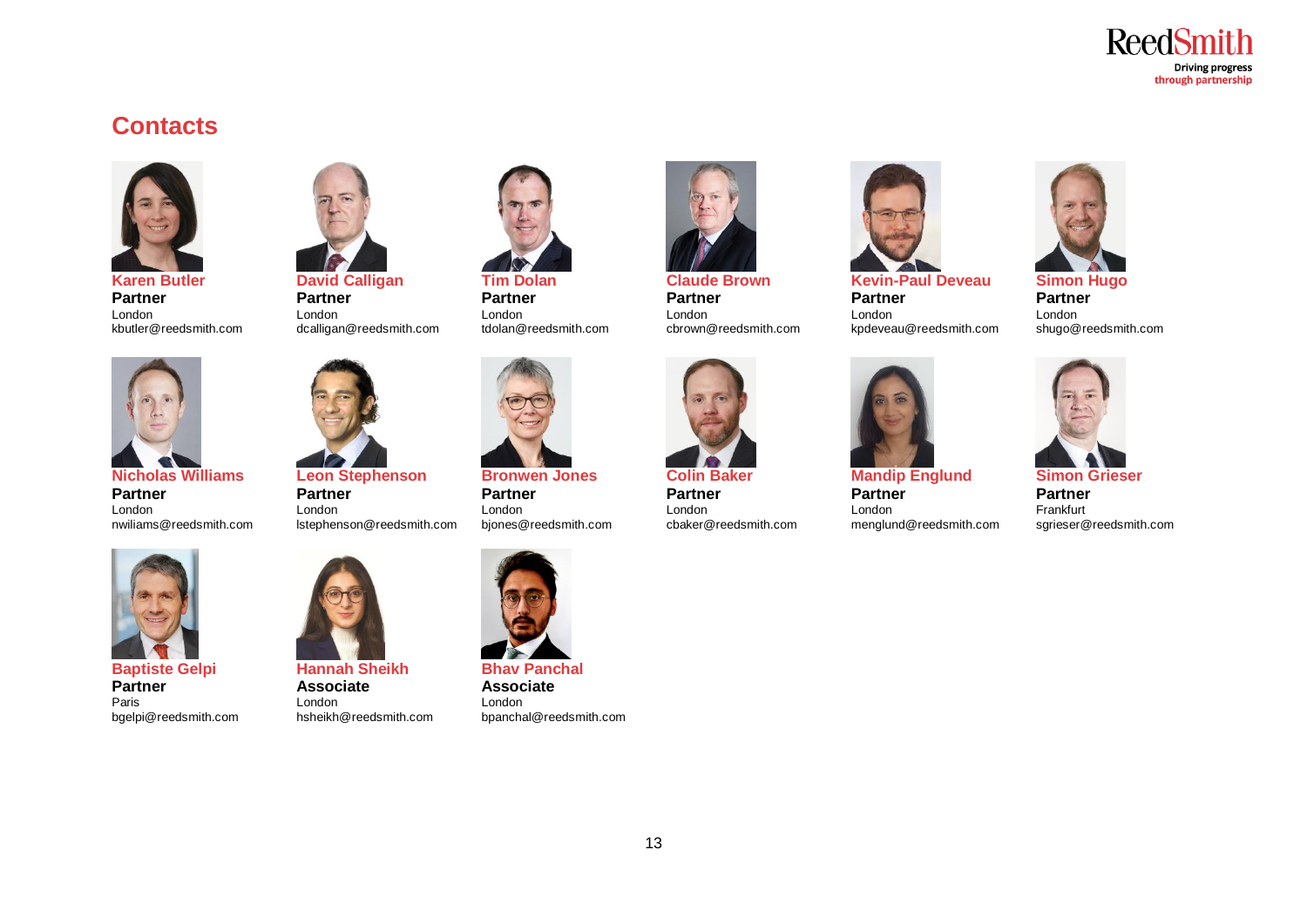## Contacts

**Karen Butler**
**Partner**
London
kbutler@reedsmith.com

**David Calligan**
**Partner**
London
dcalligan@reedsmith.com

**Tim Dolan**
**Partner**
London
tdolan@reedsmith.com

**Claude Brown**
**Partner**
London
cbrown@reedsmith.com

**Kevin-Paul Deveau**
**Partner**
London
kpdeveau@reedsmith.com

**Simon Hugo**
**Partner**
London
shugo@reedsmith.com

**Nicholas Williams**
**Partner**
London
nwiliams@reedsmith.com

**Leon Stephenson**
**Partner**
London
lstephenson@reedsmith.com

**Bronwen Jones**
**Partner**
London
bjones@reedsmith.com

**Colin Baker**
**Partner**
London
cbaker@reedsmith.com

**Mandip Englund**
**Partner**
London
menglund@reedsmith.com

**Simon Grieser**
**Partner**
Frankfurt
sgrieser@reedsmith.com

**Baptiste Gelpi**
**Partner**
Paris
bgelpi@reedsmith.com

**Hannah Sheikh**
**Associate**
London
hsheikh@reedsmith.com

**Bhav Panchal**
**Associate**
London
bpanchal@reedsmith.com